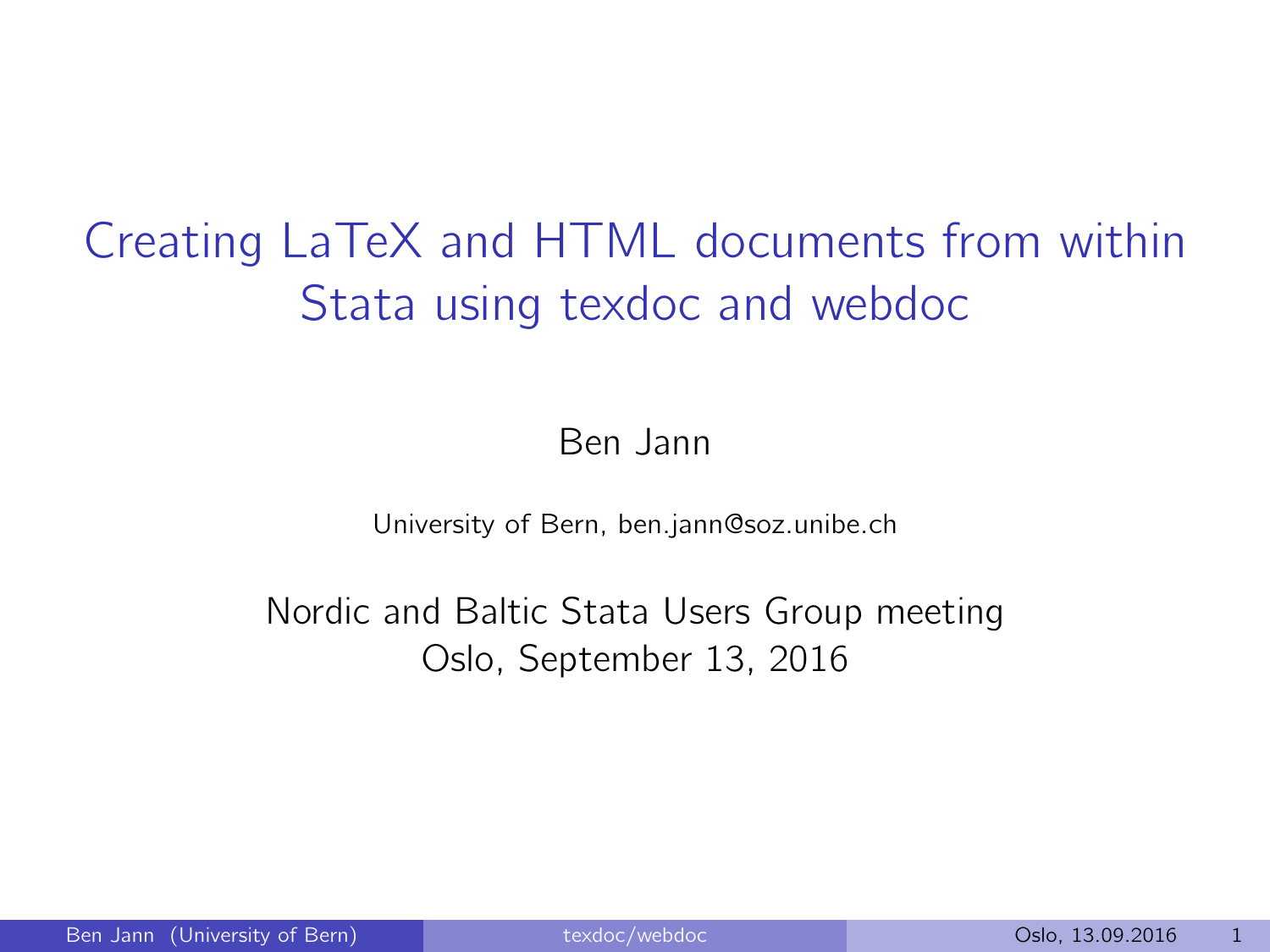# Creating LaTeX and HTML documents from within Stata using texdoc and webdoc

Ben Jann

University of Bern, ben.jann@soz.unibe.ch

Nordic and Baltic Stata Users Group meeting
Oslo, September 13, 2016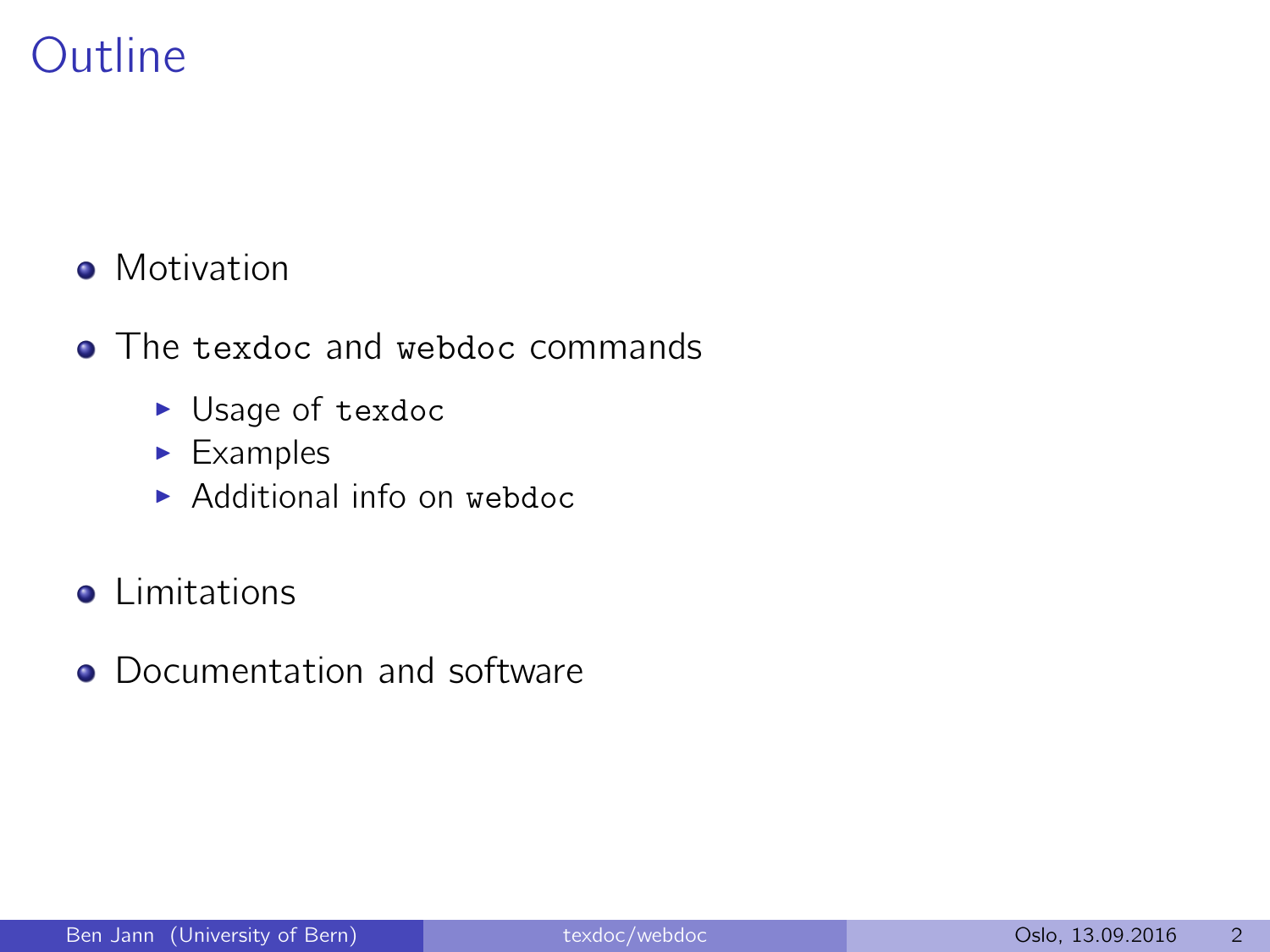# Outline

- Motivation
- The `texdoc` and `webdoc` commands
  - Usage of `texdoc`
  - Examples
  - Additional info on `webdoc`
- Limitations
- Documentation and software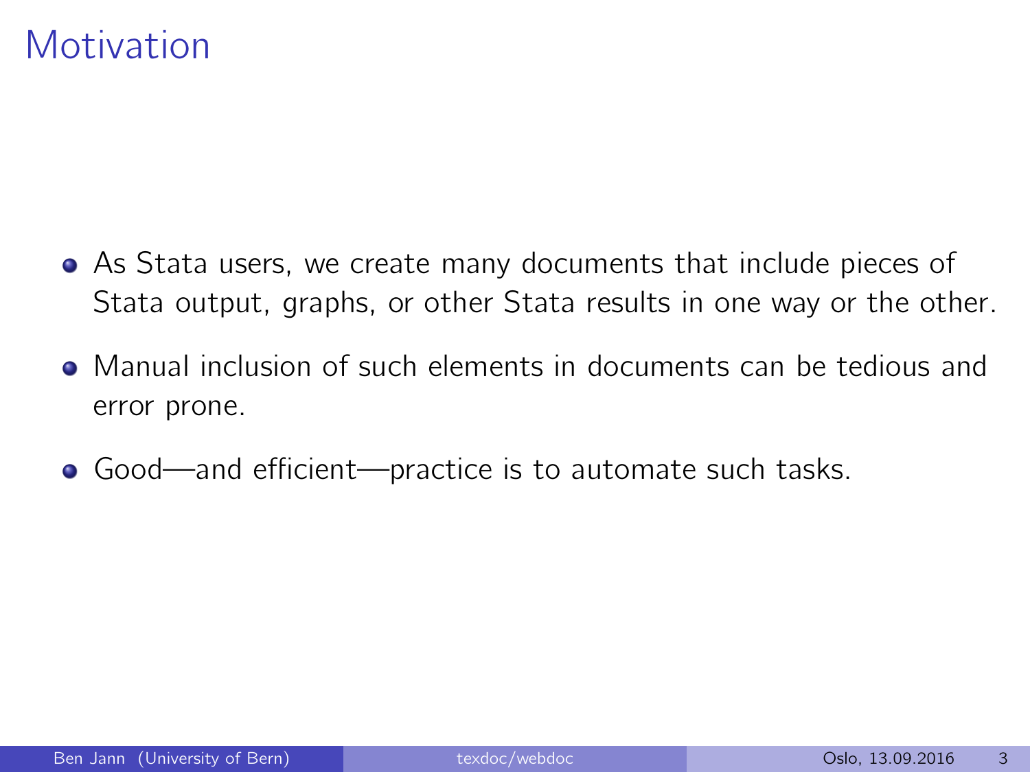# Motivation

- As Stata users, we create many documents that include pieces of Stata output, graphs, or other Stata results in one way or the other.
- Manual inclusion of such elements in documents can be tedious and error prone.
- Good—and efficient—practice is to automate such tasks.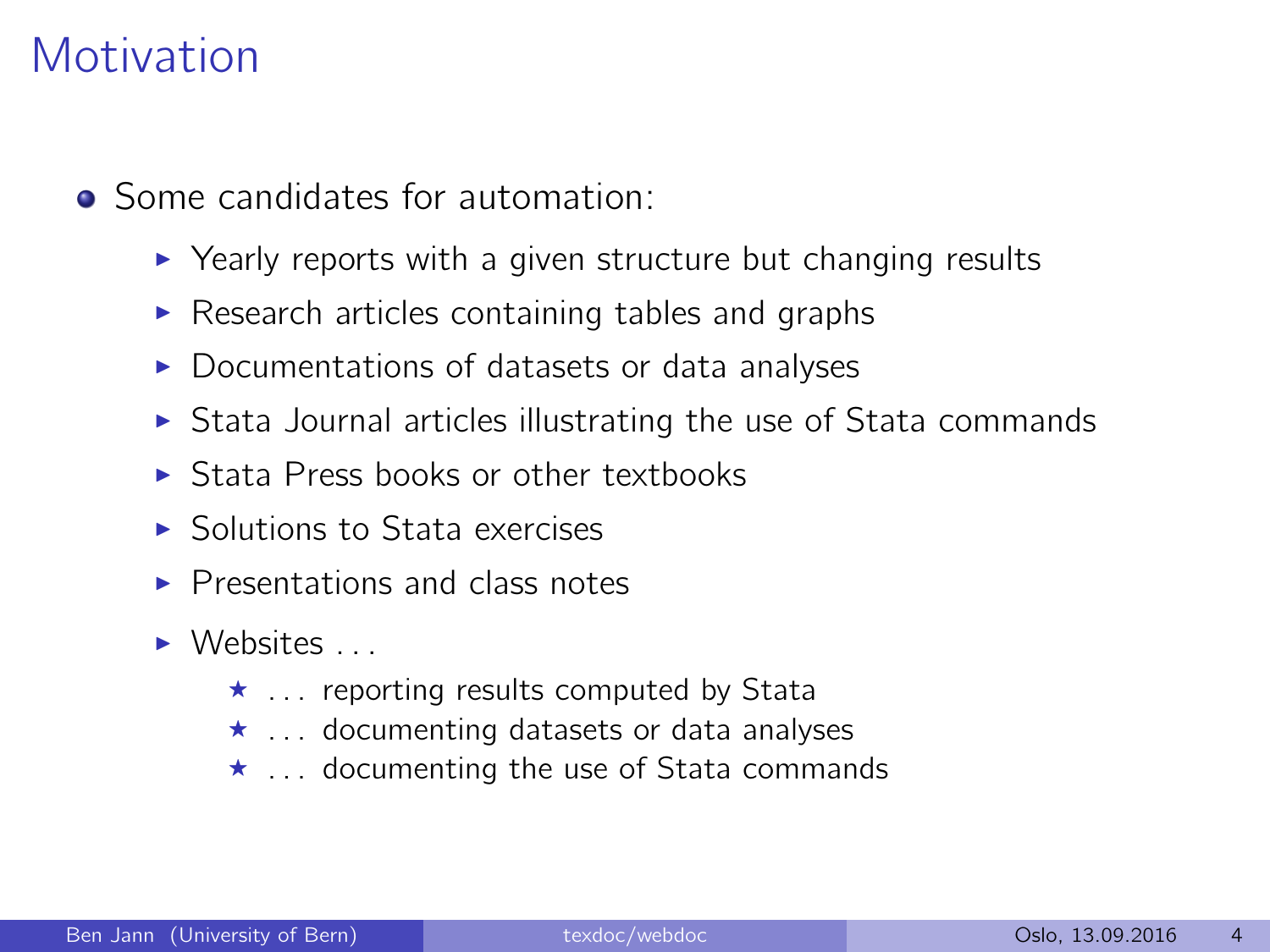# Motivation

- Some candidates for automation:
  - Yearly reports with a given structure but changing results
  - Research articles containing tables and graphs
  - Documentations of datasets or data analyses
  - Stata Journal articles illustrating the use of Stata commands
  - Stata Press books or other textbooks
  - Solutions to Stata exercises
  - Presentations and class notes
  - Websites . . .
    - . . . reporting results computed by Stata
    - . . . documenting datasets or data analyses
    - . . . documenting the use of Stata commands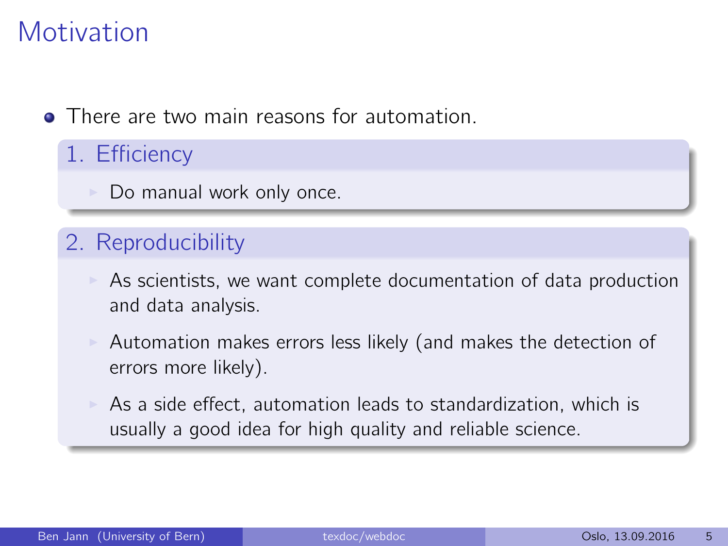# Motivation

- There are two main reasons for automation.

## 1. Efficiency

- Do manual work only once.

## 2. Reproducibility

- As scientists, we want complete documentation of data production and data analysis.
- Automation makes errors less likely (and makes the detection of errors more likely).
- As a side effect, automation leads to standardization, which is usually a good idea for high quality and reliable science.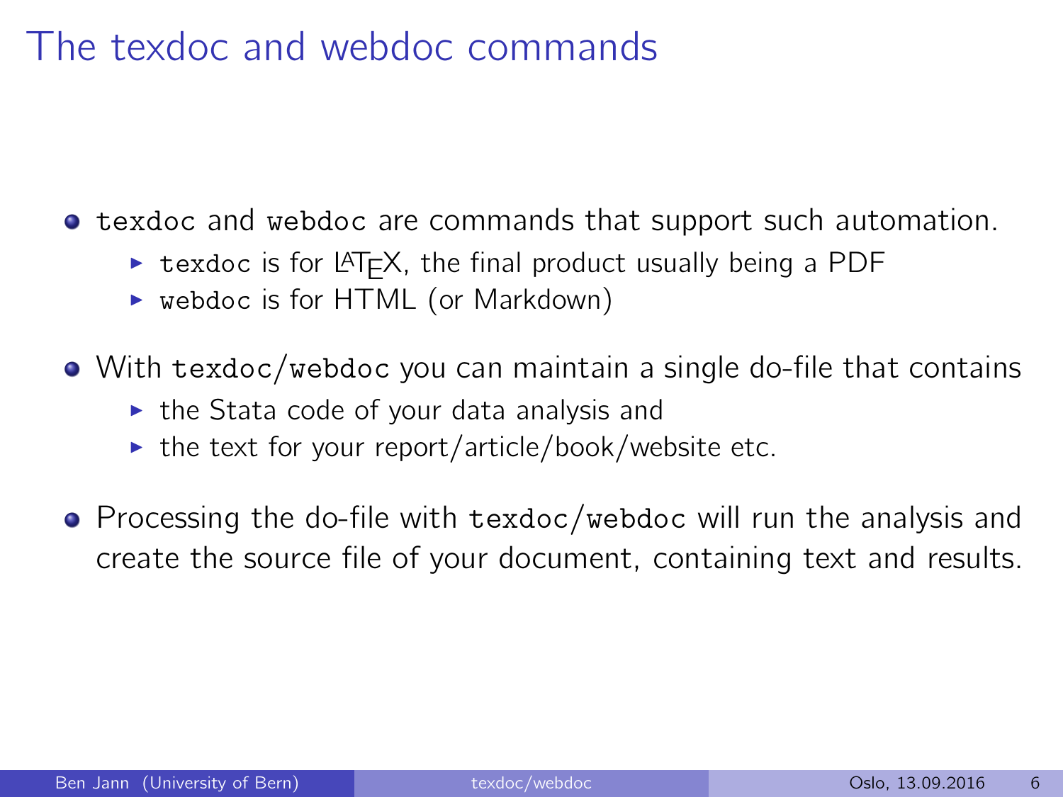# The texdoc and webdoc commands

- `texdoc` and `webdoc` are commands that support such automation.
  - `texdoc` is for LaTeX, the final product usually being a PDF
  - `webdoc` is for HTML (or Markdown)
- With `texdoc`/`webdoc` you can maintain a single do-file that contains
  - the Stata code of your data analysis and
  - the text for your report/article/book/website etc.
- Processing the do-file with `texdoc`/`webdoc` will run the analysis and create the source file of your document, containing text and results.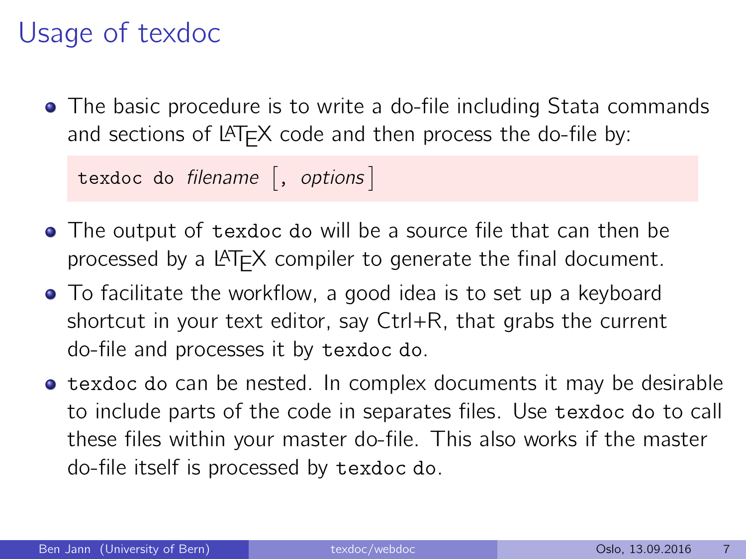# Usage of texdoc

- The basic procedure is to write a do-file including Stata commands and sections of LaTeX code and then process the do-file by:

```
texdoc do filename [, options]
```

- The output of `texdoc do` will be a source file that can then be processed by a LaTeX compiler to generate the final document.
- To facilitate the workflow, a good idea is to set up a keyboard shortcut in your text editor, say Ctrl+R, that grabs the current do-file and processes it by `texdoc do`.
- `texdoc do` can be nested. In complex documents it may be desirable to include parts of the code in separates files. Use `texdoc do` to call these files within your master do-file. This also works if the master do-file itself is processed by `texdoc do`.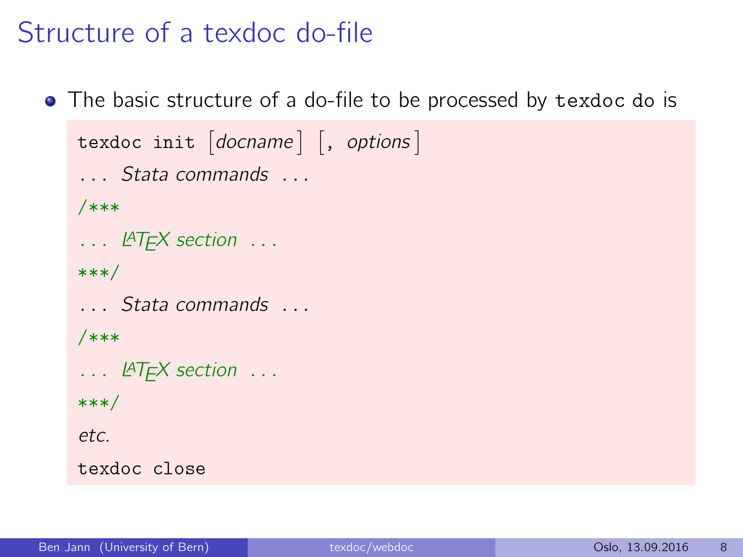# Structure of a texdoc do-file

- The basic structure of a do-file to be processed by `texdoc do` is

```
texdoc init [docname] [, options]
... Stata commands ...
/***
... LaTeX section ...
***/
... Stata commands ...
/***
... LaTeX section ...
***/
etc.
texdoc close
```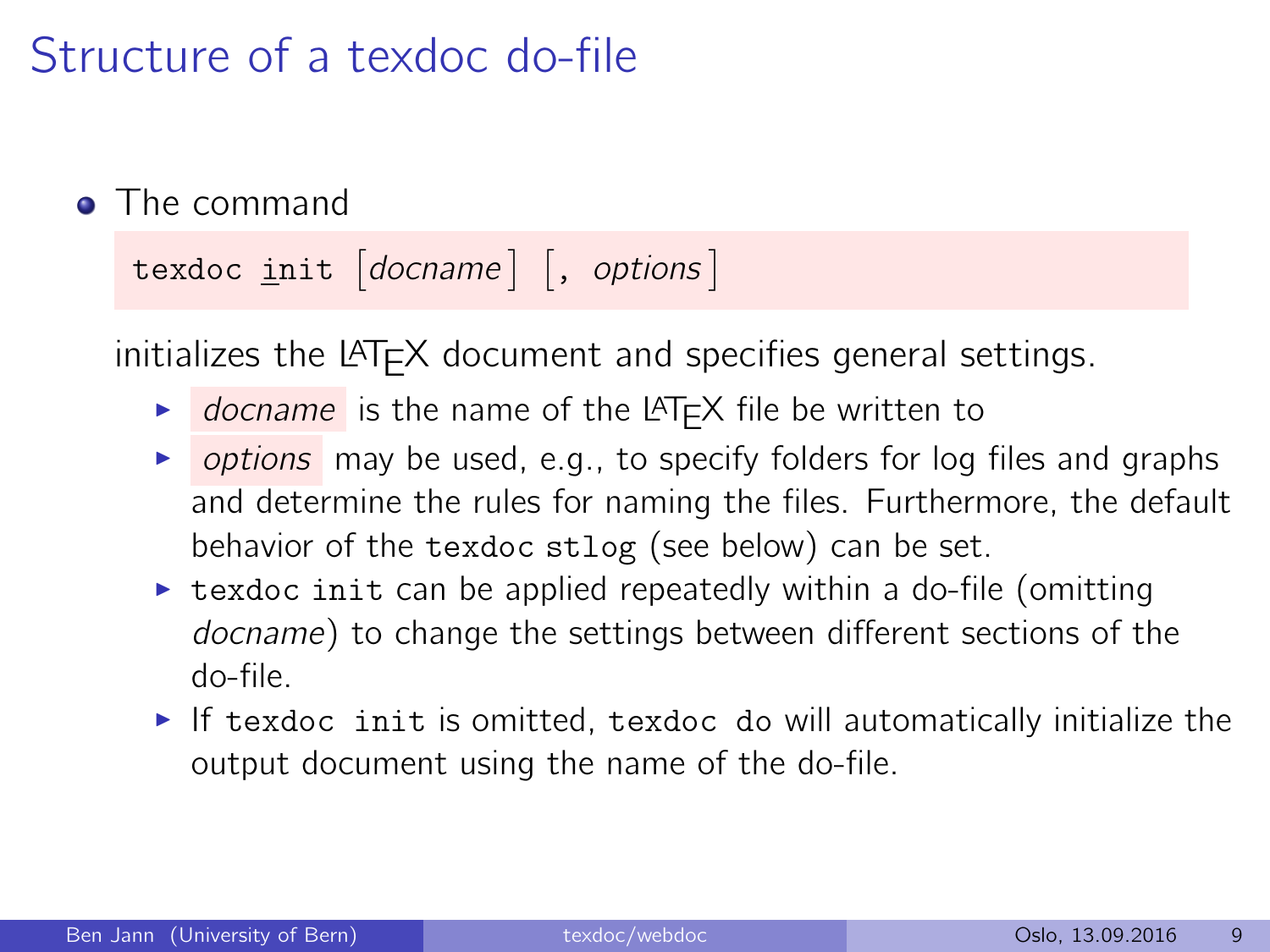# Structure of a texdoc do-file

- The command

  ```
  texdoc init [docname] [, options]
  ```

  initializes the LaTeX document and specifies general settings.

  - *docname* is the name of the LaTeX file be written to
  - *options* may be used, e.g., to specify folders for log files and graphs and determine the rules for naming the files. Furthermore, the default behavior of the `texdoc stlog` (see below) can be set.
  - `texdoc init` can be applied repeatedly within a do-file (omitting *docname*) to change the settings between different sections of the do-file.
  - If `texdoc init` is omitted, `texdoc do` will automatically initialize the output document using the name of the do-file.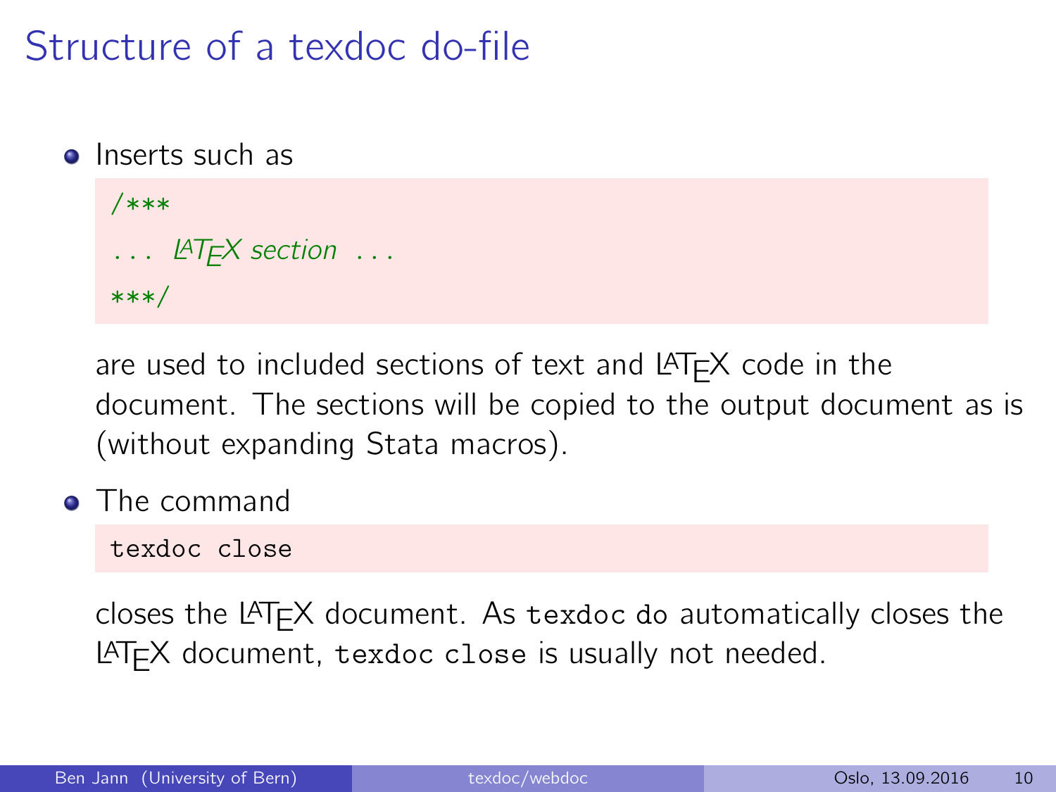# Structure of a texdoc do-file

- Inserts such as

```
/***
... LaTeX section ...
***/
```

  are used to included sections of text and LaTeX code in the document. The sections will be copied to the output document as is (without expanding Stata macros).

- The command

```
texdoc close
```

  closes the LaTeX document. As `texdoc do` automatically closes the LaTeX document, `texdoc close` is usually not needed.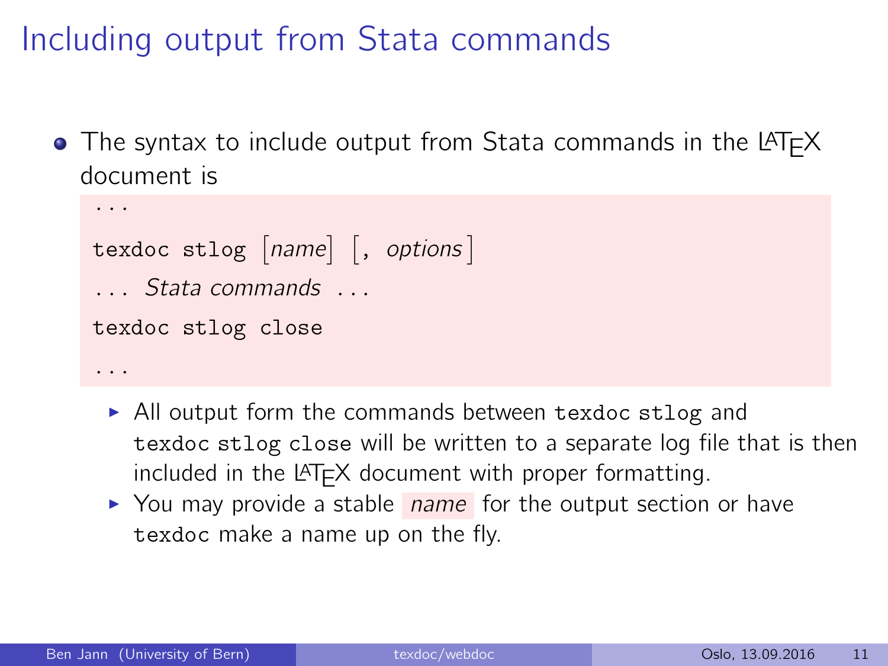# Including output from Stata commands

- The syntax to include output from Stata commands in the LaTeX document is

```
...
texdoc stlog [name] [, options]
... Stata commands ...
texdoc stlog close
...
```

  - All output form the commands between `texdoc stlog` and `texdoc stlog close` will be written to a separate log file that is then included in the LaTeX document with proper formatting.
  - You may provide a stable *name* for the output section or have `texdoc` make a name up on the fly.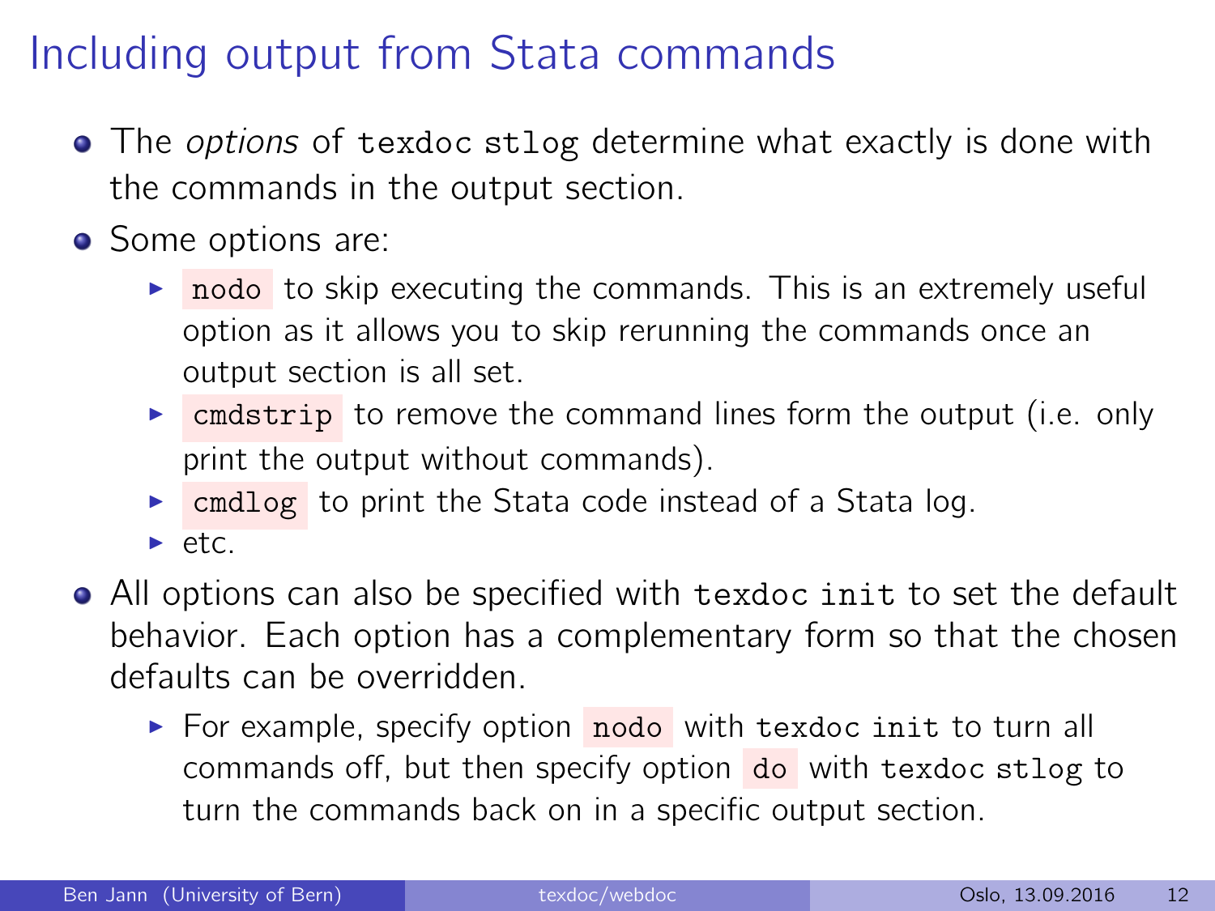# Including output from Stata commands

- The *options* of `texdoc stlog` determine what exactly is done with the commands in the output section.
- Some options are:
  - `nodo` to skip executing the commands. This is an extremely useful option as it allows you to skip rerunning the commands once an output section is all set.
  - `cmdstrip` to remove the command lines form the output (i.e. only print the output without commands).
  - `cmdlog` to print the Stata code instead of a Stata log.
  - etc.
- All options can also be specified with `texdoc init` to set the default behavior. Each option has a complementary form so that the chosen defaults can be overridden.
  - For example, specify option `nodo` with `texdoc init` to turn all commands off, but then specify option `do` with `texdoc stlog` to turn the commands back on in a specific output section.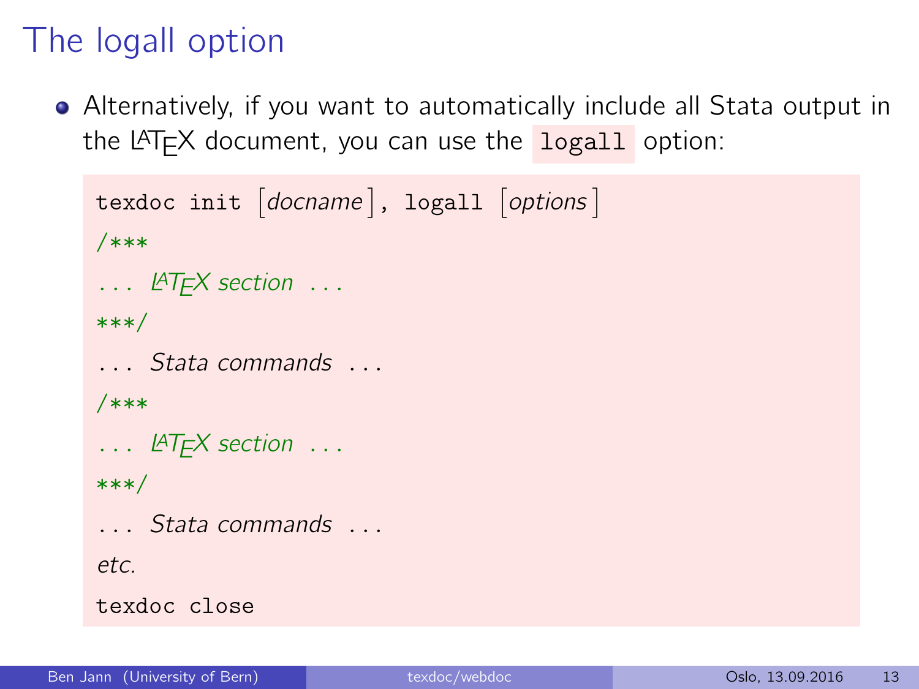# The logall option

- Alternatively, if you want to automatically include all Stata output in the LaTeX document, you can use the `logall` option:

```
texdoc init [docname], logall [options]
/***
... LaTeX section ...
***/
... Stata commands ...
/***
... LaTeX section ...
***/
... Stata commands ...
etc.
texdoc close
```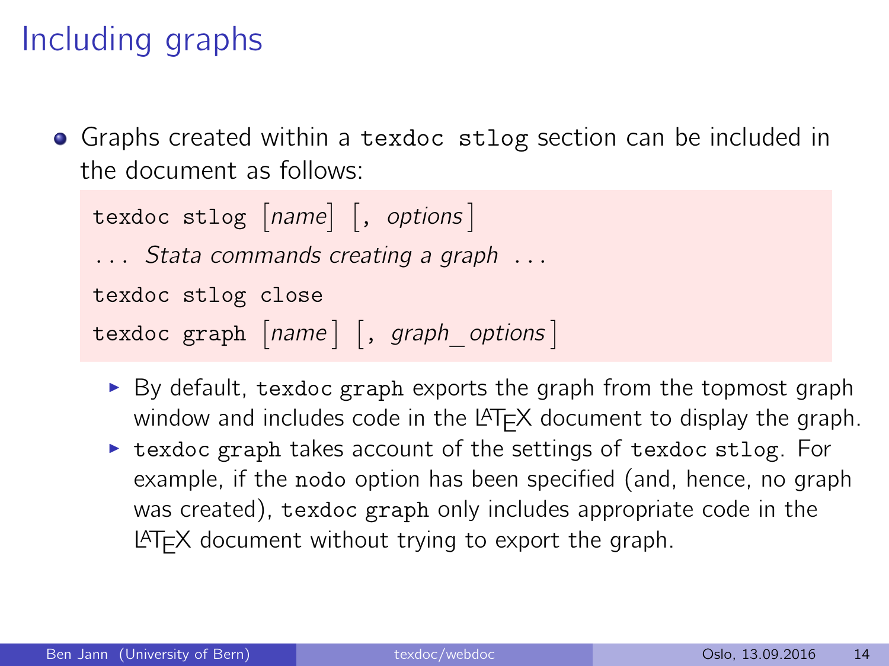# Including graphs

- Graphs created within a `texdoc stlog` section can be included in the document as follows:

```
texdoc stlog [name] [, options]
... Stata commands creating a graph ...
texdoc stlog close
texdoc graph [name] [, graph_options]
```

  - By default, `texdoc graph` exports the graph from the topmost graph window and includes code in the LaTeX document to display the graph.
  - `texdoc graph` takes account of the settings of `texdoc stlog`. For example, if the `nodo` option has been specified (and, hence, no graph was created), `texdoc graph` only includes appropriate code in the LaTeX document without trying to export the graph.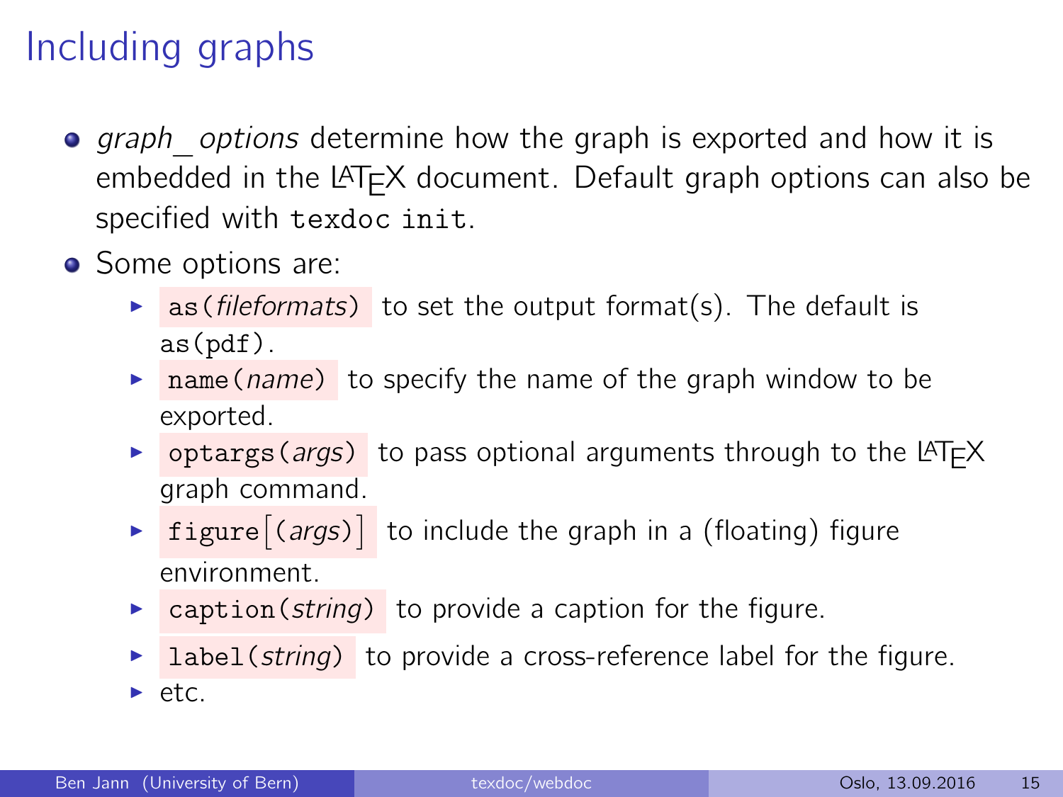# Including graphs

- *graph_options* determine how the graph is exported and how it is embedded in the LaTeX document. Default graph options can also be specified with `texdoc init`.
- Some options are:
  - `as(`*fileformats*`)` to set the output format(s). The default is `as(pdf)`.
  - `name(`*name*`)` to specify the name of the graph window to be exported.
  - `optargs(`*args*`)` to pass optional arguments through to the LaTeX graph command.
  - `figure`[`(`*args*`)`] to include the graph in a (floating) figure environment.
  - `caption(`*string*`)` to provide a caption for the figure.
  - `label(`*string*`)` to provide a cross-reference label for the figure.
  - etc.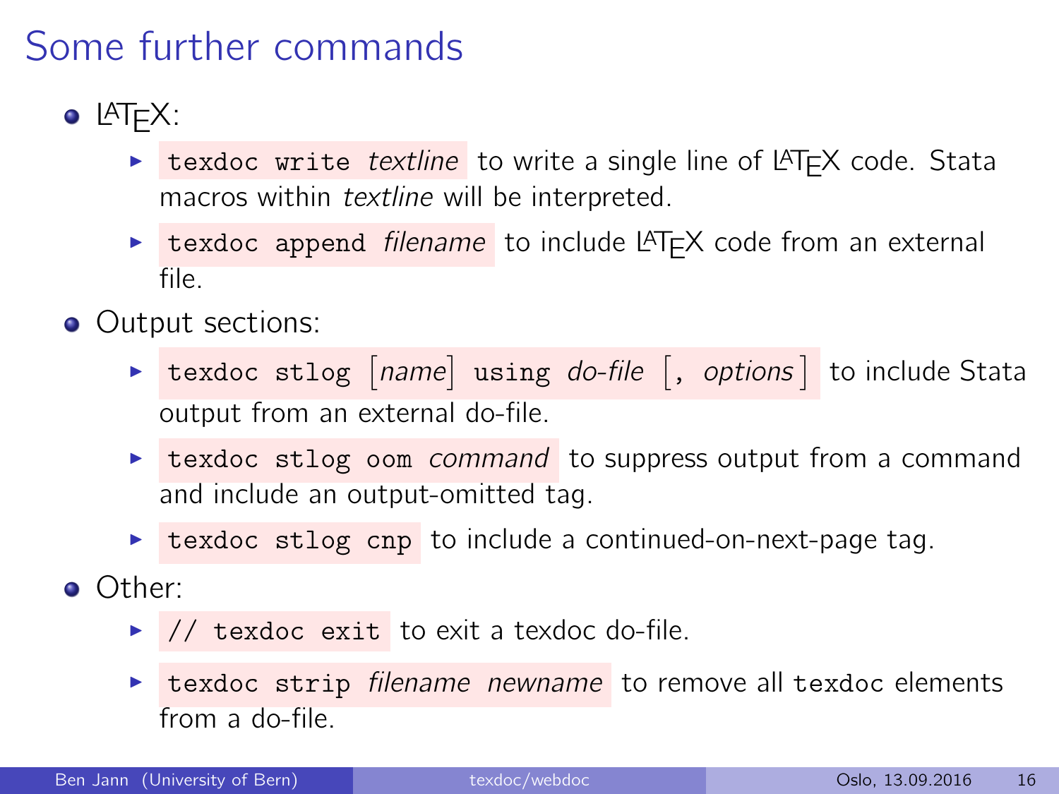# Some further commands

- LaTeX:
  - `texdoc write` *textline* to write a single line of LaTeX code. Stata macros within *textline* will be interpreted.
  - `texdoc append` *filename* to include LaTeX code from an external file.
- Output sections:
  - `texdoc stlog` [*name*] `using` *do-file* [, *options*] to include Stata output from an external do-file.
  - `texdoc stlog oom` *command* to suppress output from a command and include an output-omitted tag.
  - `texdoc stlog cnp` to include a continued-on-next-page tag.
- Other:
  - `// texdoc exit` to exit a texdoc do-file.
  - `texdoc strip` *filename newname* to remove all `texdoc` elements from a do-file.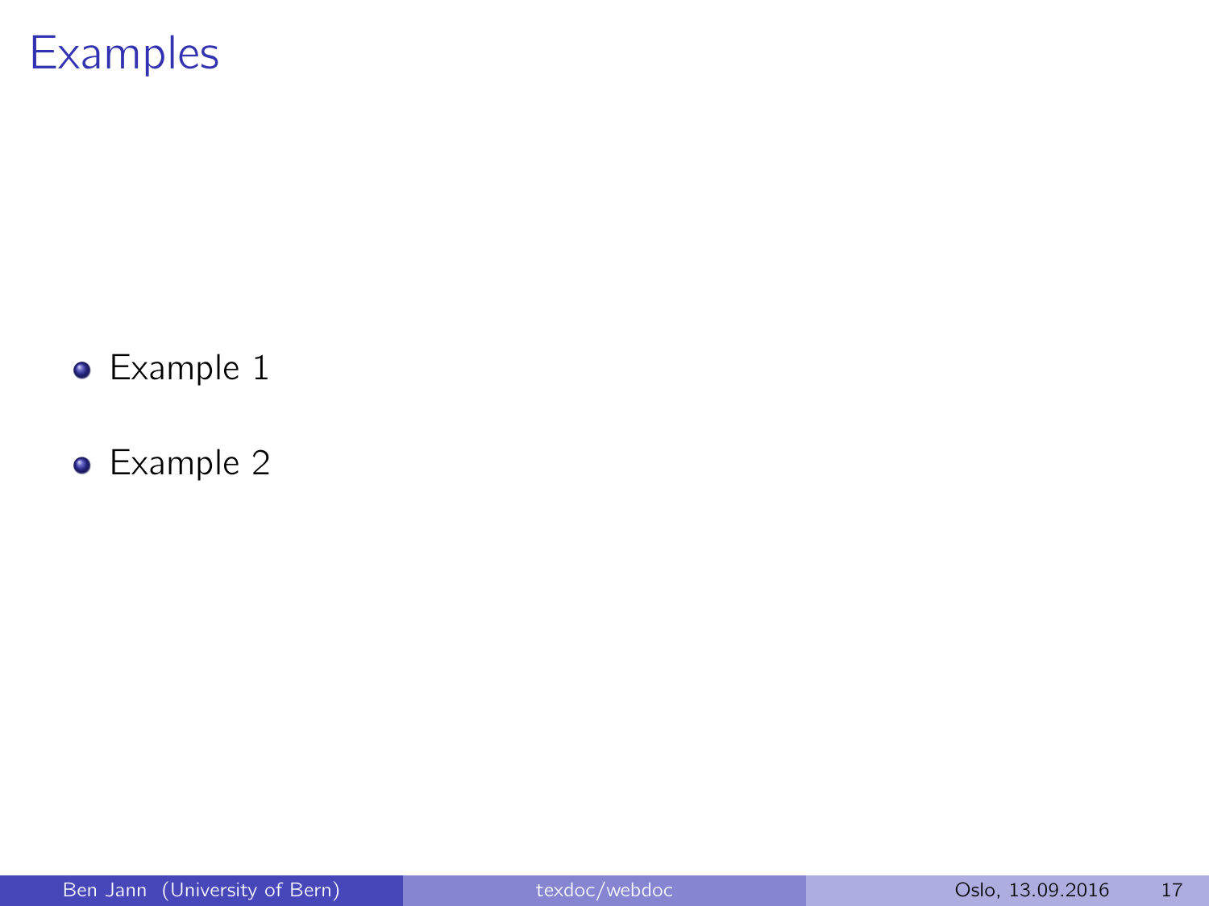# Examples

- Example 1
- Example 2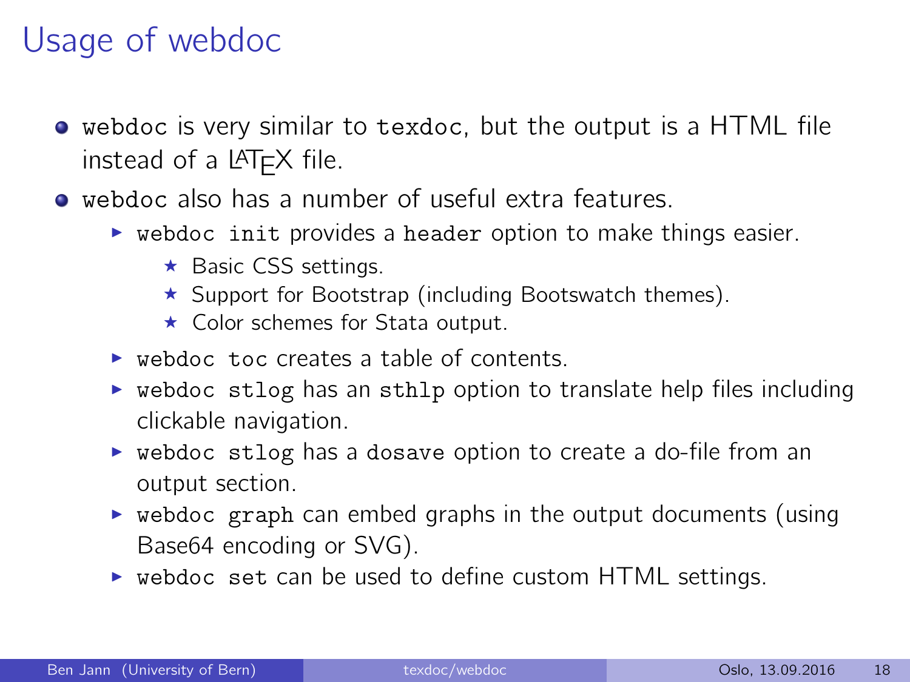# Usage of webdoc

- `webdoc` is very similar to `texdoc`, but the output is a HTML file instead of a LaTeX file.
- `webdoc` also has a number of useful extra features.
  - `webdoc init` provides a `header` option to make things easier.
    - Basic CSS settings.
    - Support for Bootstrap (including Bootswatch themes).
    - Color schemes for Stata output.
  - `webdoc toc` creates a table of contents.
  - `webdoc stlog` has an `sthlp` option to translate help files including clickable navigation.
  - `webdoc stlog` has a `dosave` option to create a do-file from an output section.
  - `webdoc graph` can embed graphs in the output documents (using Base64 encoding or SVG).
  - `webdoc set` can be used to define custom HTML settings.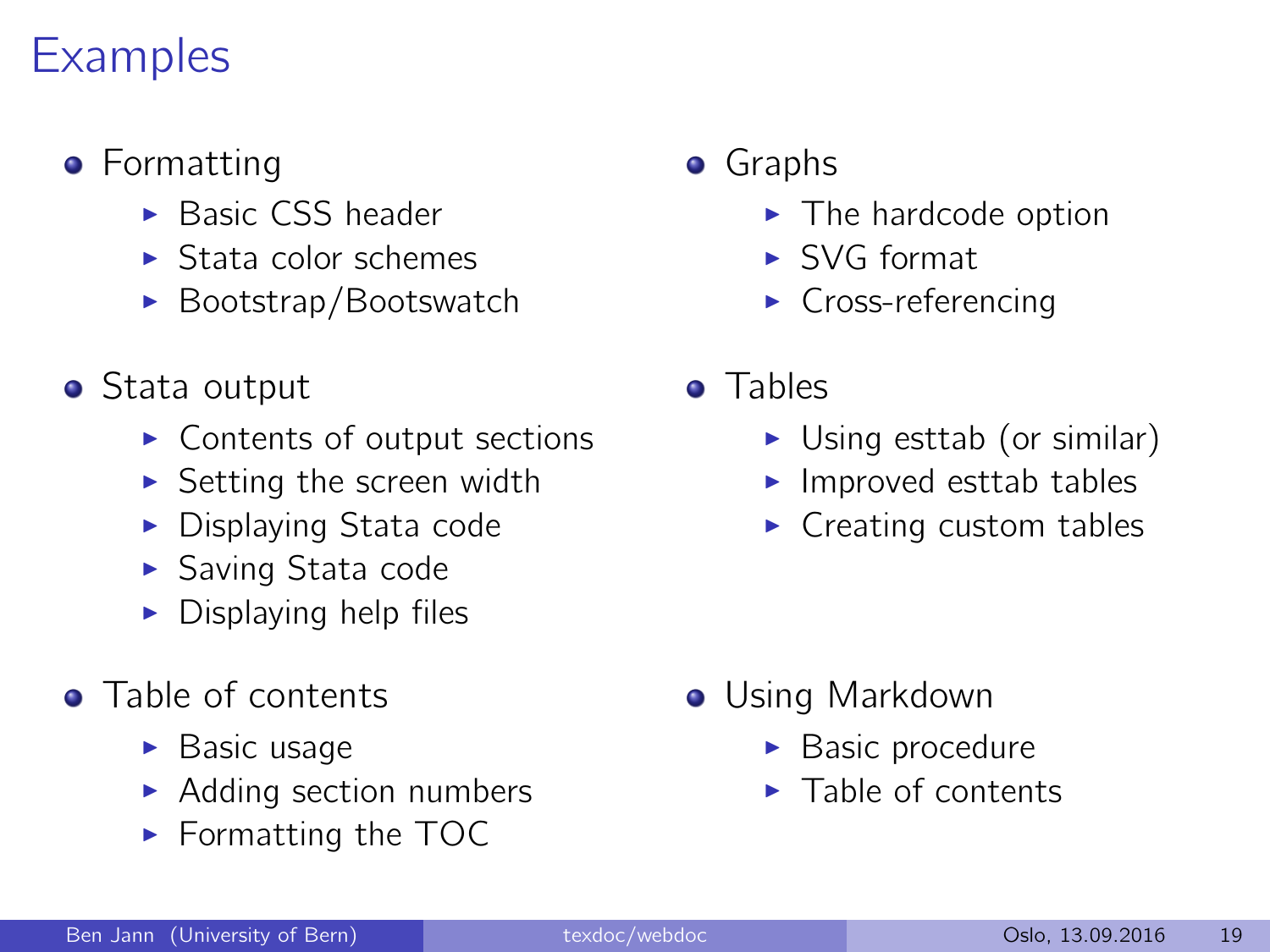# Examples

- Formatting
  - Basic CSS header
  - Stata color schemes
  - Bootstrap/Bootswatch
- Stata output
  - Contents of output sections
  - Setting the screen width
  - Displaying Stata code
  - Saving Stata code
  - Displaying help files
- Table of contents
  - Basic usage
  - Adding section numbers
  - Formatting the TOC
- Graphs
  - The hardcode option
  - SVG format
  - Cross-referencing
- Tables
  - Using esttab (or similar)
  - Improved esttab tables
  - Creating custom tables
- Using Markdown
  - Basic procedure
  - Table of contents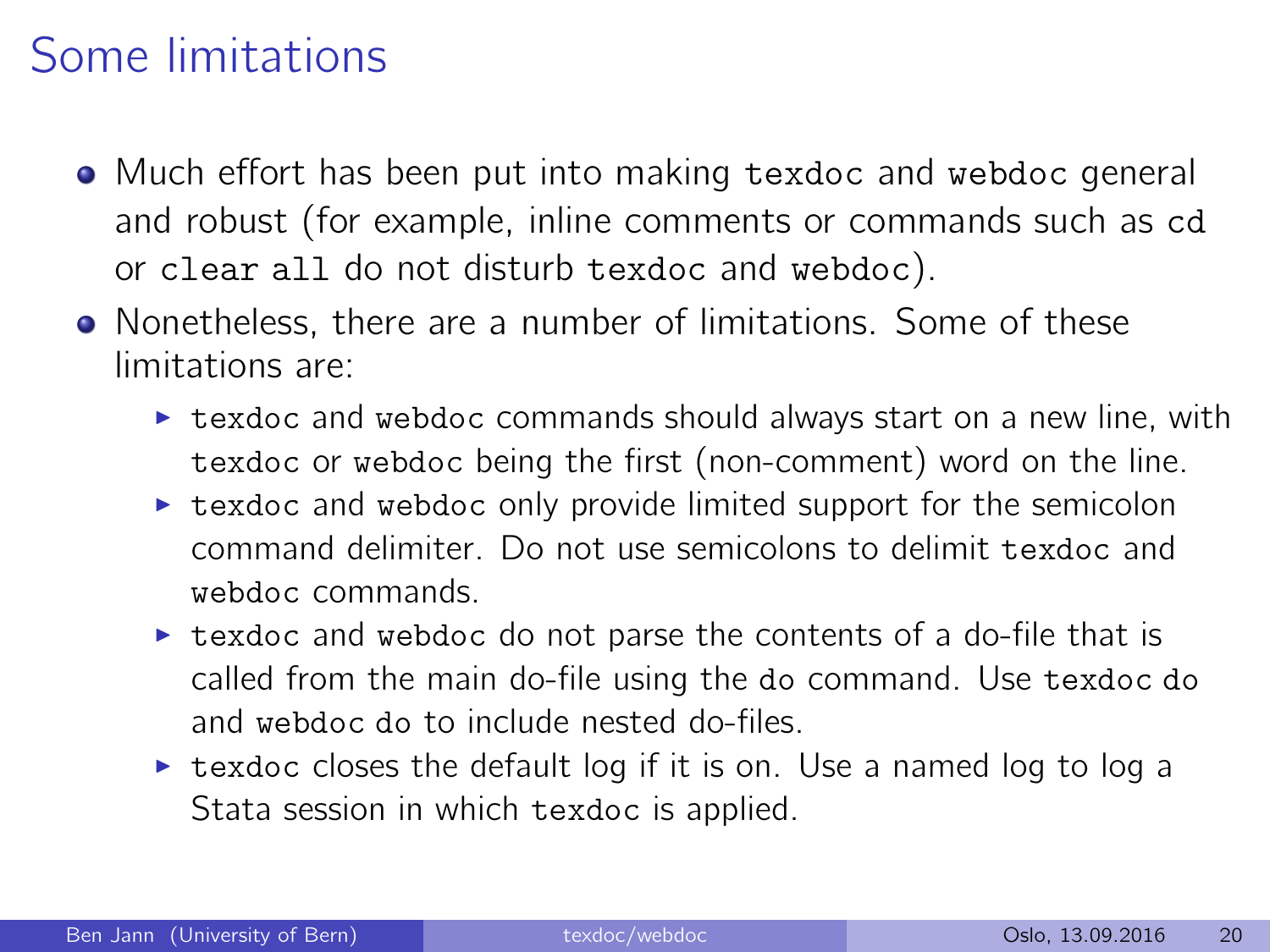# Some limitations

- Much effort has been put into making `texdoc` and `webdoc` general and robust (for example, inline comments or commands such as `cd` or `clear all` do not disturb `texdoc` and `webdoc`).
- Nonetheless, there are a number of limitations. Some of these limitations are:
  - `texdoc` and `webdoc` commands should always start on a new line, with `texdoc` or `webdoc` being the first (non-comment) word on the line.
  - `texdoc` and `webdoc` only provide limited support for the semicolon command delimiter. Do not use semicolons to delimit `texdoc` and `webdoc` commands.
  - `texdoc` and `webdoc` do not parse the contents of a do-file that is called from the main do-file using the `do` command. Use `texdoc do` and `webdoc do` to include nested do-files.
  - `texdoc` closes the default log if it is on. Use a named log to log a Stata session in which `texdoc` is applied.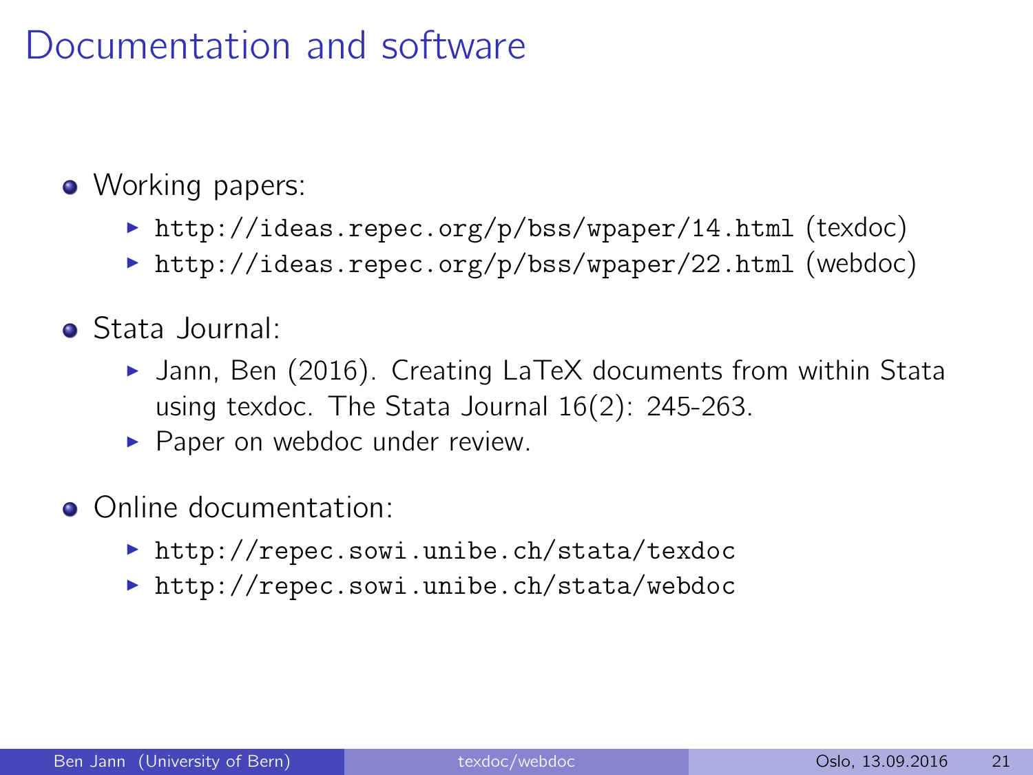# Documentation and software

- Working papers:
  - `http://ideas.repec.org/p/bss/wpaper/14.html` (texdoc)
  - `http://ideas.repec.org/p/bss/wpaper/22.html` (webdoc)
- Stata Journal:
  - Jann, Ben (2016). Creating LaTeX documents from within Stata using texdoc. The Stata Journal 16(2): 245-263.
  - Paper on webdoc under review.
- Online documentation:
  - `http://repec.sowi.unibe.ch/stata/texdoc`
  - `http://repec.sowi.unibe.ch/stata/webdoc`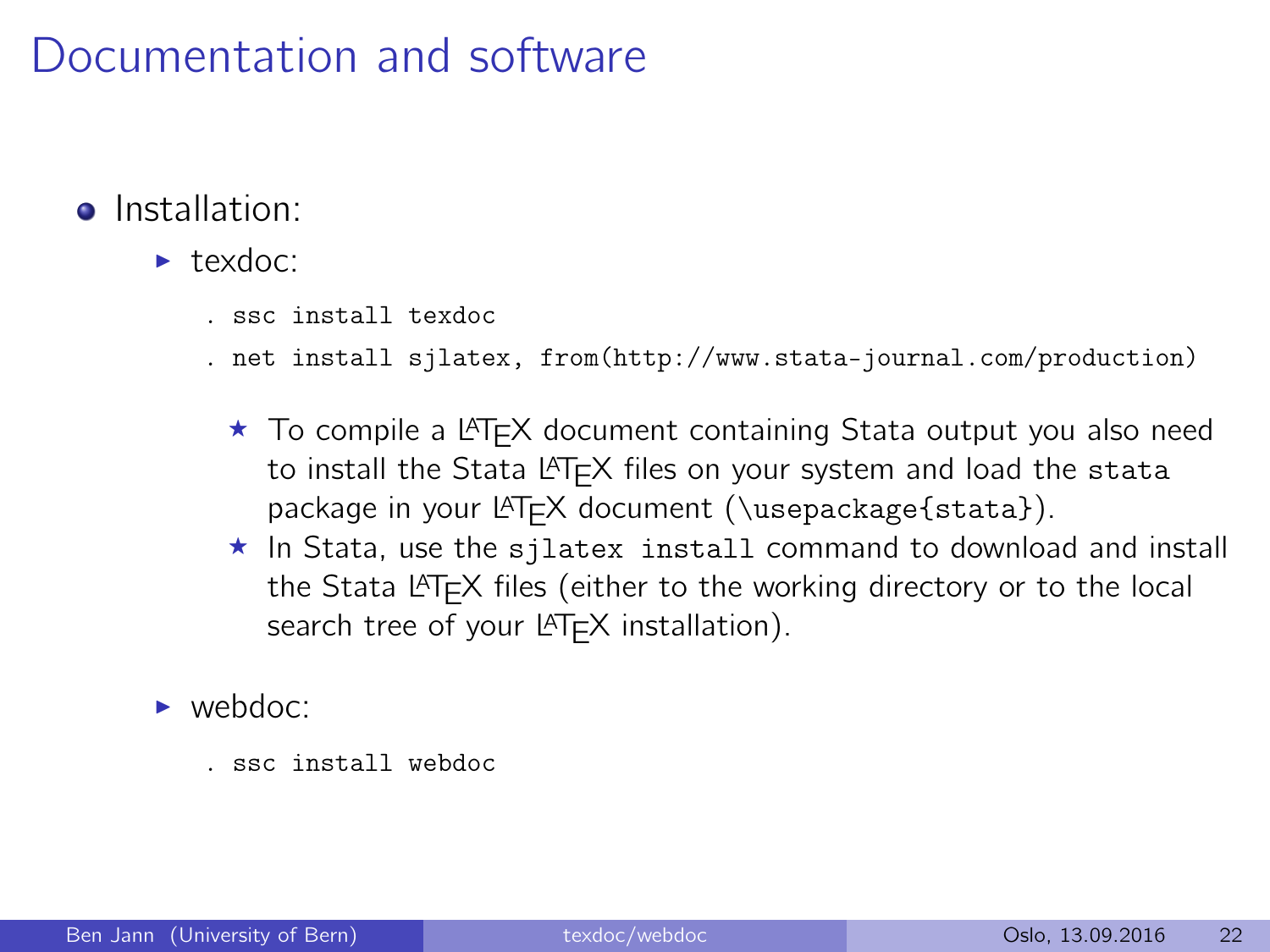# Documentation and software

- Installation:
  - texdoc:

    ```
    . ssc install texdoc
    . net install sjlatex, from(http://www.stata-journal.com/production)
    ```

    - To compile a LaTeX document containing Stata output you also need to install the Stata LaTeX files on your system and load the `stata` package in your LaTeX document (`\usepackage{stata}`).
    - In Stata, use the `sjlatex install` command to download and install the Stata LaTeX files (either to the working directory or to the local search tree of your LaTeX installation).

  - webdoc:

    ```
    . ssc install webdoc
    ```